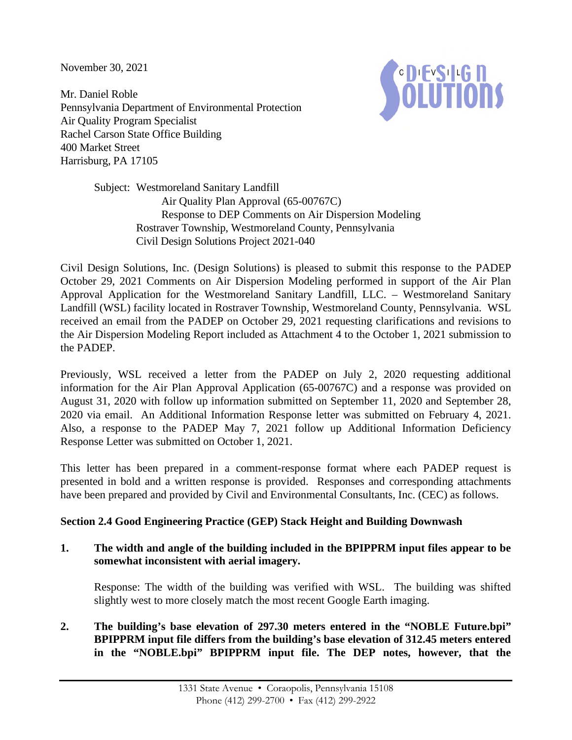November 30, 2021

Mr. Daniel Roble
Pennsylvania Department of Environmental Protection
Air Quality Program Specialist
Rachel Carson State Office Building
400 Market Street
Harrisburg, PA 17105

Subject: Westmoreland Sanitary Landfill
Air Quality Plan Approval (65-00767C)
Response to DEP Comments on Air Dispersion Modeling
Rostraver Township, Westmoreland County, Pennsylvania
Civil Design Solutions Project 2021-040

Civil Design Solutions, Inc. (Design Solutions) is pleased to submit this response to the PADEP October 29, 2021 Comments on Air Dispersion Modeling performed in support of the Air Plan Approval Application for the Westmoreland Sanitary Landfill, LLC. – Westmoreland Sanitary Landfill (WSL) facility located in Rostraver Township, Westmoreland County, Pennsylvania. WSL received an email from the PADEP on October 29, 2021 requesting clarifications and revisions to the Air Dispersion Modeling Report included as Attachment 4 to the October 1, 2021 submission to the PADEP.

Previously, WSL received a letter from the PADEP on July 2, 2020 requesting additional information for the Air Plan Approval Application (65-00767C) and a response was provided on August 31, 2020 with follow up information submitted on September 11, 2020 and September 28, 2020 via email. An Additional Information Response letter was submitted on February 4, 2021. Also, a response to the PADEP May 7, 2021 follow up Additional Information Deficiency Response Letter was submitted on October 1, 2021.

This letter has been prepared in a comment-response format where each PADEP request is presented in bold and a written response is provided. Responses and corresponding attachments have been prepared and provided by Civil and Environmental Consultants, Inc. (CEC) as follows.

**Section 2.4 Good Engineering Practice (GEP) Stack Height and Building Downwash**

1. **The width and angle of the building included in the BPIPPRM input files appear to be somewhat inconsistent with aerial imagery.**

   Response: The width of the building was verified with WSL. The building was shifted slightly west to more closely match the most recent Google Earth imaging.

2. **The building's base elevation of 297.30 meters entered in the "NOBLE Future.bpi" BPIPPRM input file differs from the building's base elevation of 312.45 meters entered in the "NOBLE.bpi" BPIPPRM input file. The DEP notes, however, that the**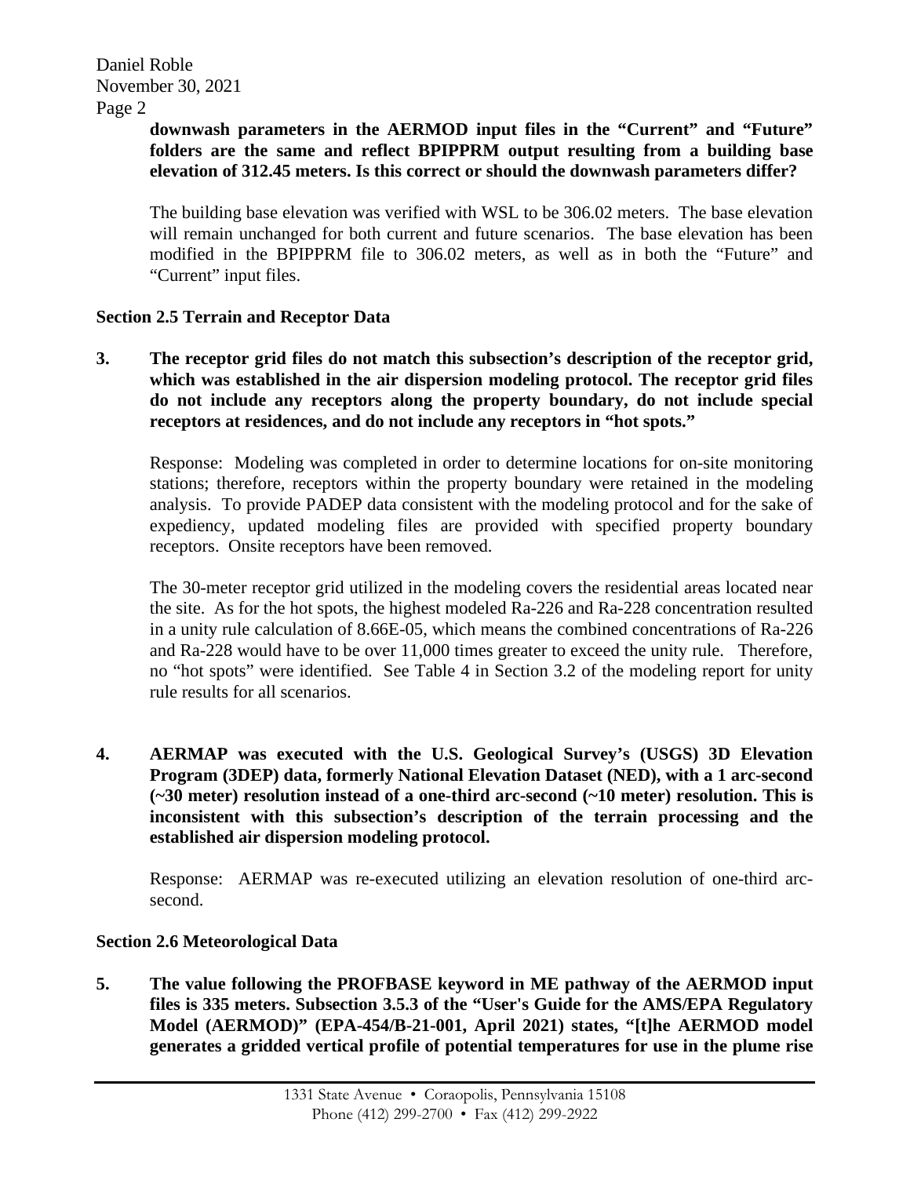**downwash parameters in the AERMOD input files in the "Current" and "Future" folders are the same and reflect BPIPPRM output resulting from a building base elevation of 312.45 meters. Is this correct or should the downwash parameters differ?**

The building base elevation was verified with WSL to be 306.02 meters. The base elevation will remain unchanged for both current and future scenarios. The base elevation has been modified in the BPIPPRM file to 306.02 meters, as well as in both the "Future" and "Current" input files.

**Section 2.5 Terrain and Receptor Data**

**3. The receptor grid files do not match this subsection's description of the receptor grid, which was established in the air dispersion modeling protocol. The receptor grid files do not include any receptors along the property boundary, do not include special receptors at residences, and do not include any receptors in "hot spots."**

Response: Modeling was completed in order to determine locations for on-site monitoring stations; therefore, receptors within the property boundary were retained in the modeling analysis. To provide PADEP data consistent with the modeling protocol and for the sake of expediency, updated modeling files are provided with specified property boundary receptors. Onsite receptors have been removed.

The 30-meter receptor grid utilized in the modeling covers the residential areas located near the site. As for the hot spots, the highest modeled Ra-226 and Ra-228 concentration resulted in a unity rule calculation of 8.66E-05, which means the combined concentrations of Ra-226 and Ra-228 would have to be over 11,000 times greater to exceed the unity rule. Therefore, no "hot spots" were identified. See Table 4 in Section 3.2 of the modeling report for unity rule results for all scenarios.

**4. AERMAP was executed with the U.S. Geological Survey's (USGS) 3D Elevation Program (3DEP) data, formerly National Elevation Dataset (NED), with a 1 arc-second (~30 meter) resolution instead of a one-third arc-second (~10 meter) resolution. This is inconsistent with this subsection's description of the terrain processing and the established air dispersion modeling protocol.**

Response: AERMAP was re-executed utilizing an elevation resolution of one-third arc-second.

**Section 2.6 Meteorological Data**

**5. The value following the PROFBASE keyword in ME pathway of the AERMOD input files is 335 meters. Subsection 3.5.3 of the "User's Guide for the AMS/EPA Regulatory Model (AERMOD)" (EPA-454/B-21-001, April 2021) states, "[t]he AERMOD model generates a gridded vertical profile of potential temperatures for use in the plume rise**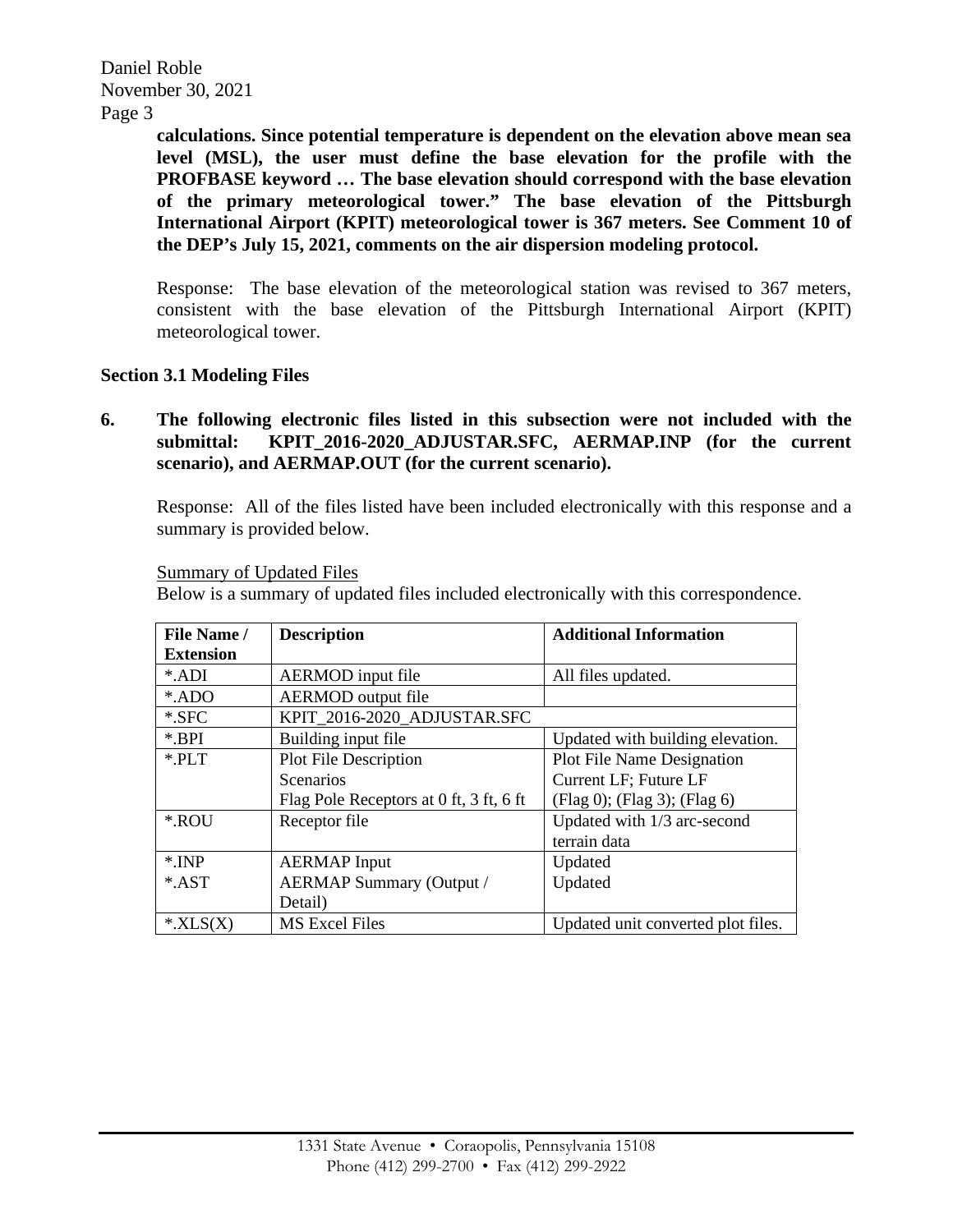**calculations. Since potential temperature is dependent on the elevation above mean sea level (MSL), the user must define the base elevation for the profile with the PROFBASE keyword … The base elevation should correspond with the base elevation of the primary meteorological tower." The base elevation of the Pittsburgh International Airport (KPIT) meteorological tower is 367 meters. See Comment 10 of the DEP's July 15, 2021, comments on the air dispersion modeling protocol.**

Response: The base elevation of the meteorological station was revised to 367 meters, consistent with the base elevation of the Pittsburgh International Airport (KPIT) meteorological tower.

**Section 3.1 Modeling Files**

6. **The following electronic files listed in this subsection were not included with the submittal: KPIT_2016-2020_ADJUSTAR.SFC, AERMAP.INP (for the current scenario), and AERMAP.OUT (for the current scenario).**

   Response: All of the files listed have been included electronically with this response and a summary is provided below.

   <u>Summary of Updated Files</u>
   Below is a summary of updated files included electronically with this correspondence.

| File Name / Extension | Description | Additional Information |
|---|---|---|
| *.ADI | AERMOD input file | All files updated. |
| *.ADO | AERMOD output file | |
| *.SFC | KPIT_2016-2020_ADJUSTAR.SFC | |
| *.BPI | Building input file | Updated with building elevation. |
| *.PLT | Plot File Description<br>Scenarios<br>Flag Pole Receptors at 0 ft, 3 ft, 6 ft | Plot File Name Designation<br>Current LF; Future LF<br>(Flag 0); (Flag 3); (Flag 6) |
| *.ROU | Receptor file | Updated with 1/3 arc-second terrain data |
| *.INP<br>*.AST | AERMAP Input<br>AERMAP Summary (Output / Detail) | Updated<br>Updated |
| *.XLS(X) | MS Excel Files | Updated unit converted plot files. |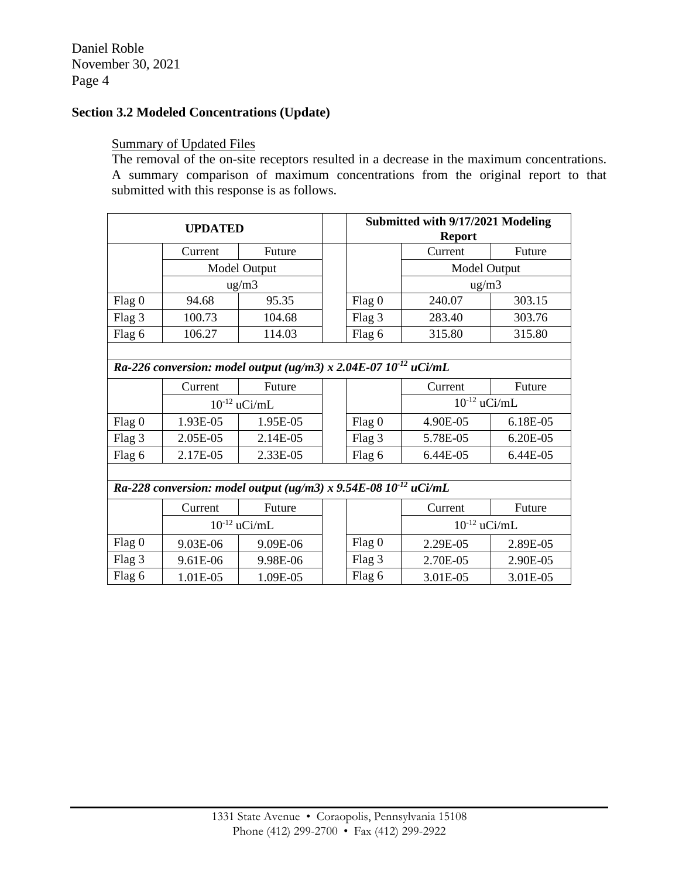Daniel Roble
November 30, 2021
Page 4

**Section 3.2 Modeled Concentrations (Update)**

Summary of Updated Files

The removal of the on-site receptors resulted in a decrease in the maximum concentrations. A summary comparison of maximum concentrations from the original report to that submitted with this response is as follows.

| **UPDATED** | | | | **Submitted with 9/17/2021 Modeling Report** | | |
|---|---|---|---|---|---|---|
| | Current | Future | | | Current | Future |
| | Model Output | | | | Model Output | |
| | ug/m3 | | | | ug/m3 | |
| Flag 0 | 94.68 | 95.35 | | Flag 0 | 240.07 | 303.15 |
| Flag 3 | 100.73 | 104.68 | | Flag 3 | 283.40 | 303.76 |
| Flag 6 | 106.27 | 114.03 | | Flag 6 | 315.80 | 315.80 |
| | | | | | | |
| ***Ra-226 conversion: model output (ug/m3) x 2.04E-07 $10^{-12}$ uCi/mL*** | | | | | | |
| | Current | Future | | | Current | Future |
| | $10^{-12}$ uCi/mL | | | | $10^{-12}$ uCi/mL | |
| Flag 0 | 1.93E-05 | 1.95E-05 | | Flag 0 | 4.90E-05 | 6.18E-05 |
| Flag 3 | 2.05E-05 | 2.14E-05 | | Flag 3 | 5.78E-05 | 6.20E-05 |
| Flag 6 | 2.17E-05 | 2.33E-05 | | Flag 6 | 6.44E-05 | 6.44E-05 |
| | | | | | | |
| ***Ra-228 conversion: model output (ug/m3) x 9.54E-08 $10^{-12}$ uCi/mL*** | | | | | | |
| | Current | Future | | | Current | Future |
| | $10^{-12}$ uCi/mL | | | | $10^{-12}$ uCi/mL | |
| Flag 0 | 9.03E-06 | 9.09E-06 | | Flag 0 | 2.29E-05 | 2.89E-05 |
| Flag 3 | 9.61E-06 | 9.98E-06 | | Flag 3 | 2.70E-05 | 2.90E-05 |
| Flag 6 | 1.01E-05 | 1.09E-05 | | Flag 6 | 3.01E-05 | 3.01E-05 |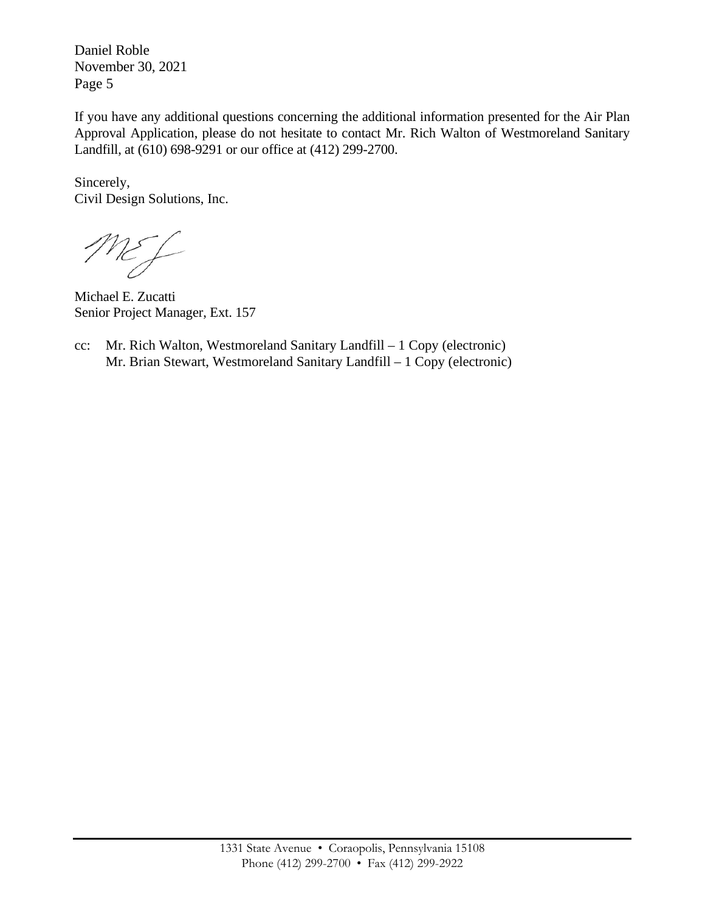Daniel Roble
November 30, 2021
Page 5

If you have any additional questions concerning the additional information presented for the Air Plan Approval Application, please do not hesitate to contact Mr. Rich Walton of Westmoreland Sanitary Landfill, at (610) 698-9291 or our office at (412) 299-2700.

Sincerely,
Civil Design Solutions, Inc.

Michael E. Zucatti
Senior Project Manager, Ext. 157

cc: Mr. Rich Walton, Westmoreland Sanitary Landfill – 1 Copy (electronic)
Mr. Brian Stewart, Westmoreland Sanitary Landfill – 1 Copy (electronic)

1331 State Avenue • Coraopolis, Pennsylvania 15108
Phone (412) 299-2700 • Fax (412) 299-2922